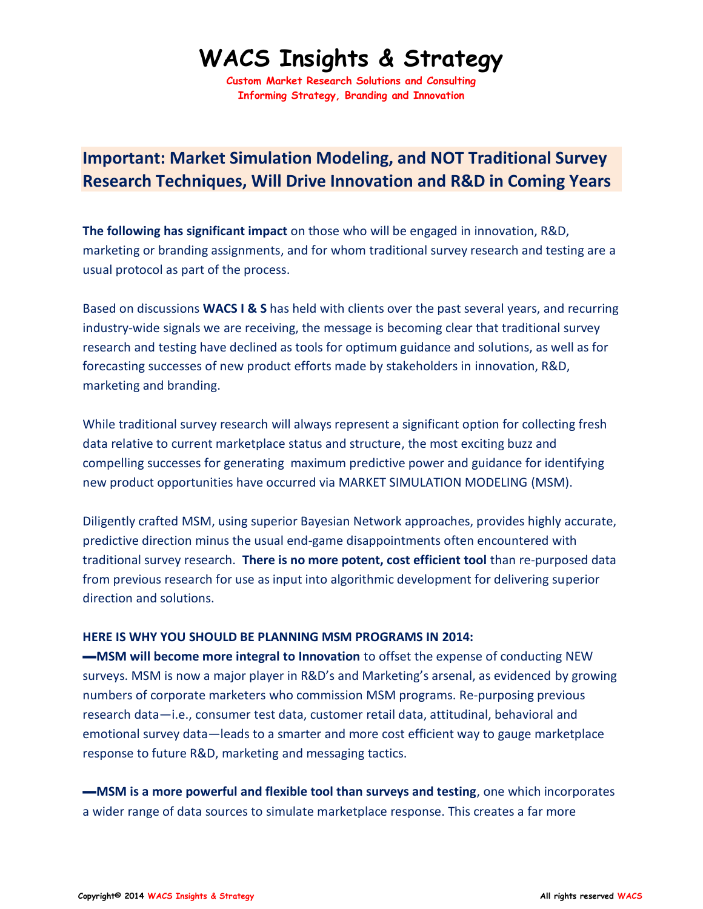# WACS Insights & Strategy

**Custom Market Research Solutions and Consulting**
**Informing Strategy, Branding and Innovation**

## Important: Market Simulation Modeling, and NOT Traditional Survey Research Techniques, Will Drive Innovation and R&D in Coming Years

**The following has significant impact** on those who will be engaged in innovation, R&D, marketing or branding assignments, and for whom traditional survey research and testing are a usual protocol as part of the process.

Based on discussions **WACS I & S** has held with clients over the past several years, and recurring industry-wide signals we are receiving, the message is becoming clear that traditional survey research and testing have declined as tools for optimum guidance and solutions, as well as for forecasting successes of new product efforts made by stakeholders in innovation, R&D, marketing and branding.

While traditional survey research will always represent a significant option for collecting fresh data relative to current marketplace status and structure, the most exciting buzz and compelling successes for generating maximum predictive power and guidance for identifying new product opportunities have occurred via MARKET SIMULATION MODELING (MSM).

Diligently crafted MSM, using superior Bayesian Network approaches, provides highly accurate, predictive direction minus the usual end-game disappointments often encountered with traditional survey research. **There is no more potent, cost efficient tool** than re-purposed data from previous research for use as input into algorithmic development for delivering superior direction and solutions.

**HERE IS WHY YOU SHOULD BE PLANNING MSM PROGRAMS IN 2014:**

**—MSM will become more integral to Innovation** to offset the expense of conducting NEW surveys. MSM is now a major player in R&D's and Marketing's arsenal, as evidenced by growing numbers of corporate marketers who commission MSM programs. Re-purposing previous research data—i.e., consumer test data, customer retail data, attitudinal, behavioral and emotional survey data—leads to a smarter and more cost efficient way to gauge marketplace response to future R&D, marketing and messaging tactics.

**—MSM is a more powerful and flexible tool than surveys and testing**, one which incorporates a wider range of data sources to simulate marketplace response. This creates a far more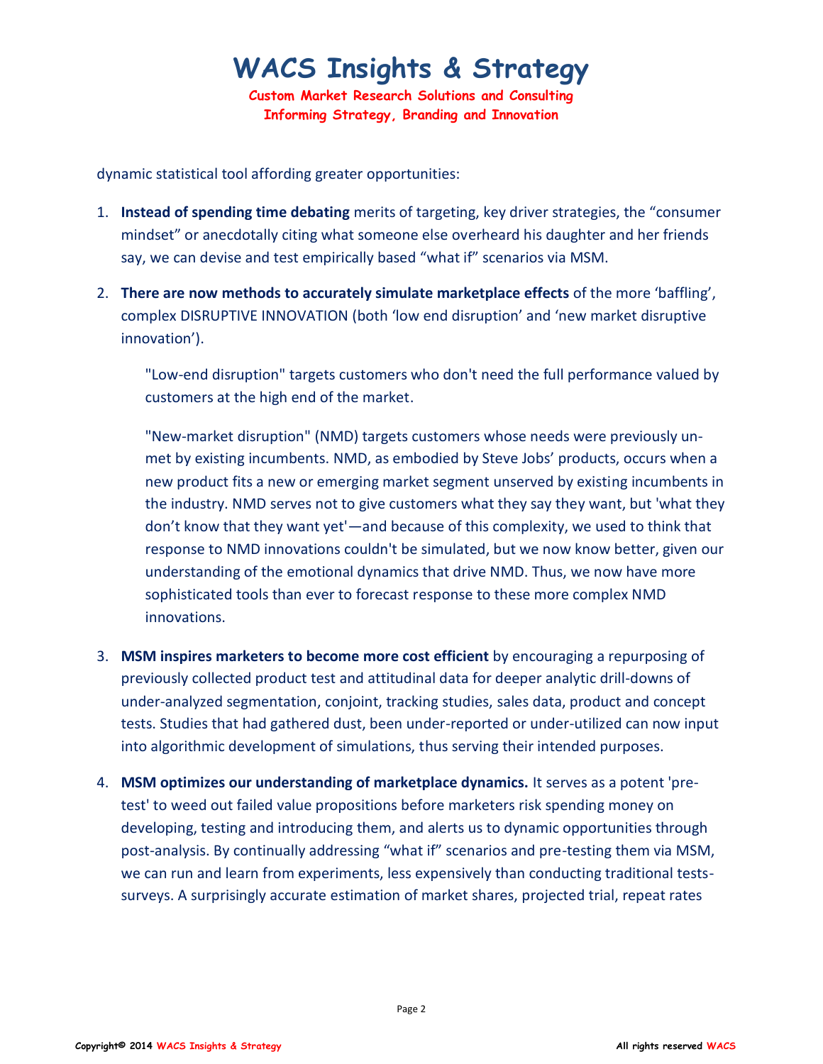dynamic statistical tool affording greater opportunities:

1. **Instead of spending time debating** merits of targeting, key driver strategies, the "consumer mindset" or anecdotally citing what someone else overheard his daughter and her friends say, we can devise and test empirically based "what if" scenarios via MSM.

2. **There are now methods to accurately simulate marketplace effects** of the more 'baffling', complex DISRUPTIVE INNOVATION (both 'low end disruption' and 'new market disruptive innovation').

   "Low-end disruption" targets customers who don't need the full performance valued by customers at the high end of the market.

   "New-market disruption" (NMD) targets customers whose needs were previously un-met by existing incumbents. NMD, as embodied by Steve Jobs' products, occurs when a new product fits a new or emerging market segment unserved by existing incumbents in the industry. NMD serves not to give customers what they say they want, but 'what they don't know that they want yet'—and because of this complexity, we used to think that response to NMD innovations couldn't be simulated, but we now know better, given our understanding of the emotional dynamics that drive NMD. Thus, we now have more sophisticated tools than ever to forecast response to these more complex NMD innovations.

3. **MSM inspires marketers to become more cost efficient** by encouraging a repurposing of previously collected product test and attitudinal data for deeper analytic drill-downs of under-analyzed segmentation, conjoint, tracking studies, sales data, product and concept tests. Studies that had gathered dust, been under-reported or under-utilized can now input into algorithmic development of simulations, thus serving their intended purposes.

4. **MSM optimizes our understanding of marketplace dynamics.** It serves as a potent 'pre-test' to weed out failed value propositions before marketers risk spending money on developing, testing and introducing them, and alerts us to dynamic opportunities through post-analysis. By continually addressing "what if" scenarios and pre-testing them via MSM, we can run and learn from experiments, less expensively than conducting traditional tests-surveys. A surprisingly accurate estimation of market shares, projected trial, repeat rates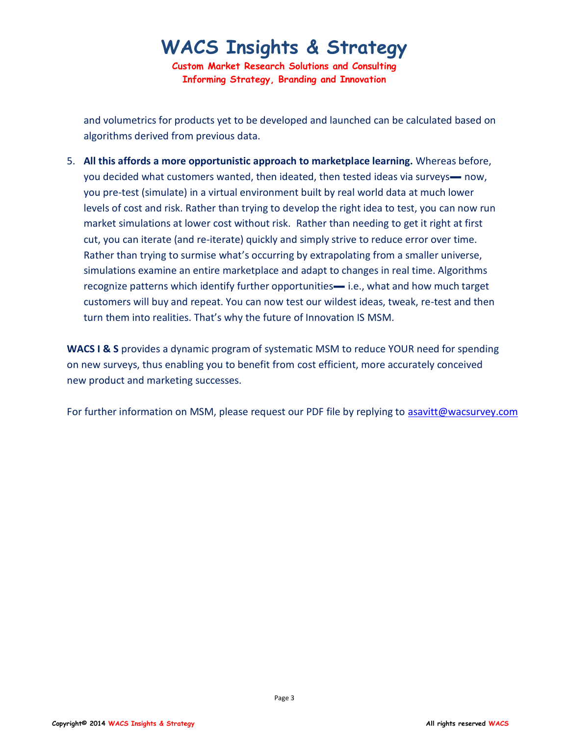and volumetrics for products yet to be developed and launched can be calculated based on algorithms derived from previous data.

5. **All this affords a more opportunistic approach to marketplace learning.** Whereas before, you decided what customers wanted, then ideated, then tested ideas via surveys— now, you pre-test (simulate) in a virtual environment built by real world data at much lower levels of cost and risk. Rather than trying to develop the right idea to test, you can now run market simulations at lower cost without risk. Rather than needing to get it right at first cut, you can iterate (and re-iterate) quickly and simply strive to reduce error over time. Rather than trying to surmise what's occurring by extrapolating from a smaller universe, simulations examine an entire marketplace and adapt to changes in real time. Algorithms recognize patterns which identify further opportunities— i.e., what and how much target customers will buy and repeat. You can now test our wildest ideas, tweak, re-test and then turn them into realities. That's why the future of Innovation IS MSM.

**WACS I & S** provides a dynamic program of systematic MSM to reduce YOUR need for spending on new surveys, thus enabling you to benefit from cost efficient, more accurately conceived new product and marketing successes.

For further information on MSM, please request our PDF file by replying to asavitt@wacsurvey.com